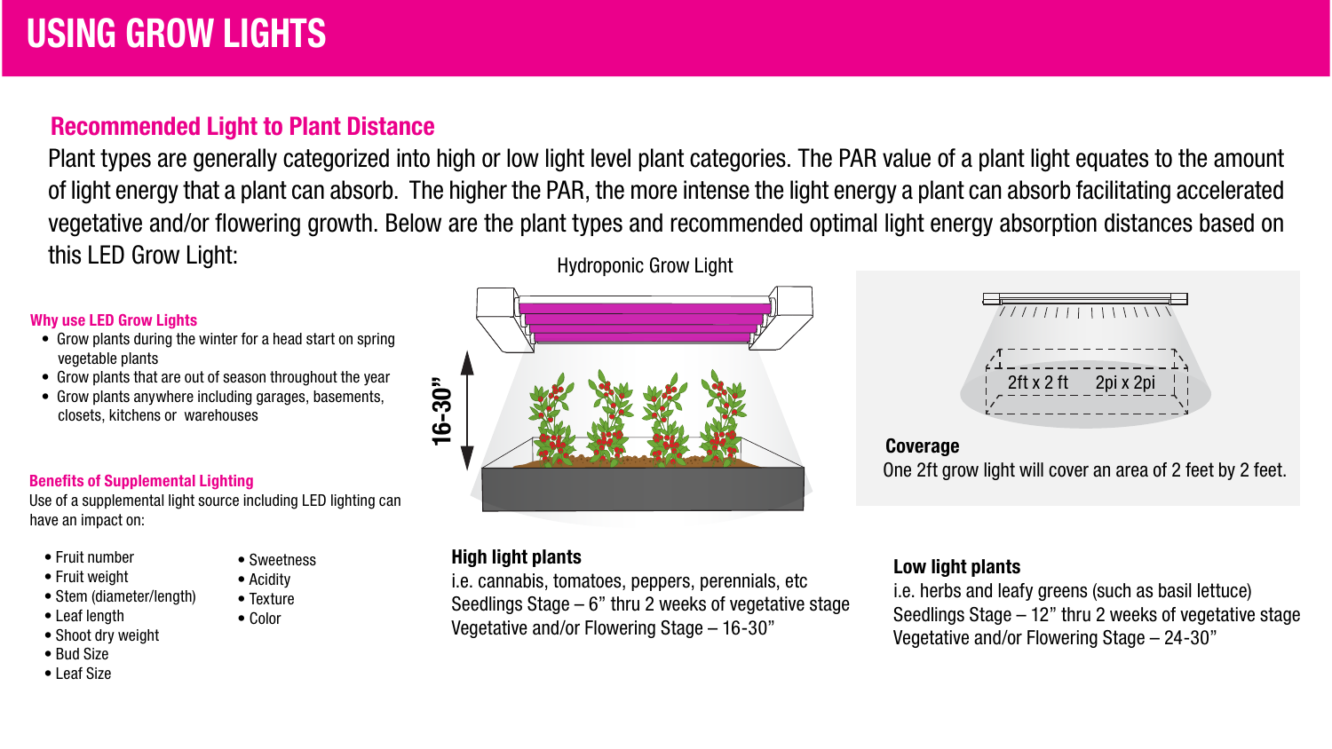# USING GROW LIGHTS

## Recommended Light to Plant Distance

Plant types are generally categorized into high or low light level plant categories. The PAR value of a plant light equates to the amount of light energy that a plant can absorb. The higher the PAR, the more intense the light energy a plant can absorb facilitating accelerated vegetative and/or flowering growth. Below are the plant types and recommended optimal light energy absorption distances based on this LED Grow Light:

### Why use LED Grow Lights

- Grow plants during the winter for a head start on spring vegetable plants
- Grow plants that are out of season throughout the year
- Grow plants anywhere including garages, basements, closets, kitchens or warehouses

### Benefits of Supplemental Lighting

Use of a supplemental light source including LED lighting can have an impact on:

- Fruit number
- Fruit weight
- Stem (diameter/length)
- Leaf length
- Shoot dry weight
- Bud Size
- Leaf Size
- Sweetness
- Acidity
- Texture
- Color

Hydroponic Grow Light

16-30”

2ft x 2 ft    2pi x 2pi

**Coverage**

One 2ft grow light will cover an area of 2 feet by 2 feet.

**High light plants**

i.e. cannabis, tomatoes, peppers, perennials, etc
Seedlings Stage – 6” thru 2 weeks of vegetative stage
Vegetative and/or Flowering Stage – 16-30”

**Low light plants**

i.e. herbs and leafy greens (such as basil lettuce)
Seedlings Stage – 12” thru 2 weeks of vegetative stage
Vegetative and/or Flowering Stage – 24-30”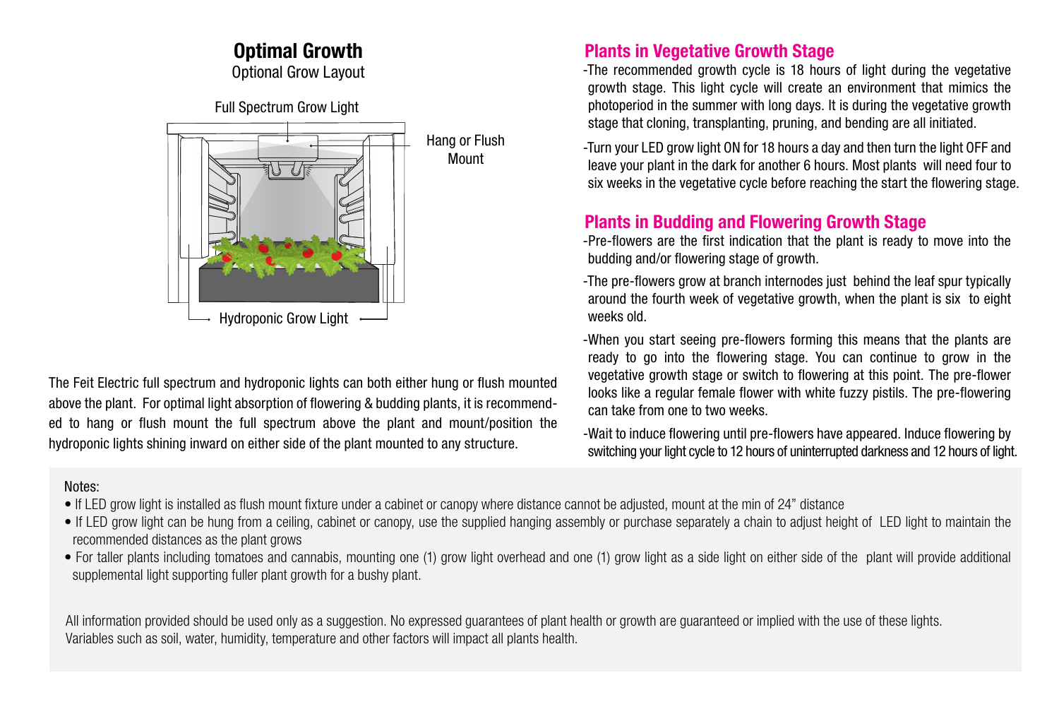## Optimal Growth

Optional Grow Layout

Full Spectrum Grow Light

Hang or Flush Mount

Hydroponic Grow Light

The Feit Electric full spectrum and hydroponic lights can both either hung or flush mounted above the plant. For optimal light absorption of flowering & budding plants, it is recommended to hang or flush mount the full spectrum above the plant and mount/position the hydroponic lights shining inward on either side of the plant mounted to any structure.

## Plants in Vegetative Growth Stage

-The recommended growth cycle is 18 hours of light during the vegetative growth stage. This light cycle will create an environment that mimics the photoperiod in the summer with long days. It is during the vegetative growth stage that cloning, transplanting, pruning, and bending are all initiated.

-Turn your LED grow light ON for 18 hours a day and then turn the light OFF and leave your plant in the dark for another 6 hours. Most plants will need four to six weeks in the vegetative cycle before reaching the start the flowering stage.

## Plants in Budding and Flowering Growth Stage

-Pre-flowers are the first indication that the plant is ready to move into the budding and/or flowering stage of growth.

-The pre-flowers grow at branch internodes just behind the leaf spur typically around the fourth week of vegetative growth, when the plant is six to eight weeks old.

-When you start seeing pre-flowers forming this means that the plants are ready to go into the flowering stage. You can continue to grow in the vegetative growth stage or switch to flowering at this point. The pre-flower looks like a regular female flower with white fuzzy pistils. The pre-flowering can take from one to two weeks.

-Wait to induce flowering until pre-flowers have appeared. Induce flowering by switching your light cycle to 12 hours of uninterrupted darkness and 12 hours of light.

Notes:

- If LED grow light is installed as flush mount fixture under a cabinet or canopy where distance cannot be adjusted, mount at the min of 24" distance
- If LED grow light can be hung from a ceiling, cabinet or canopy, use the supplied hanging assembly or purchase separately a chain to adjust height of LED light to maintain the recommended distances as the plant grows
- For taller plants including tomatoes and cannabis, mounting one (1) grow light overhead and one (1) grow light as a side light on either side of the plant will provide additional supplemental light supporting fuller plant growth for a bushy plant.

All information provided should be used only as a suggestion. No expressed guarantees of plant health or growth are guaranteed or implied with the use of these lights. Variables such as soil, water, humidity, temperature and other factors will impact all plants health.